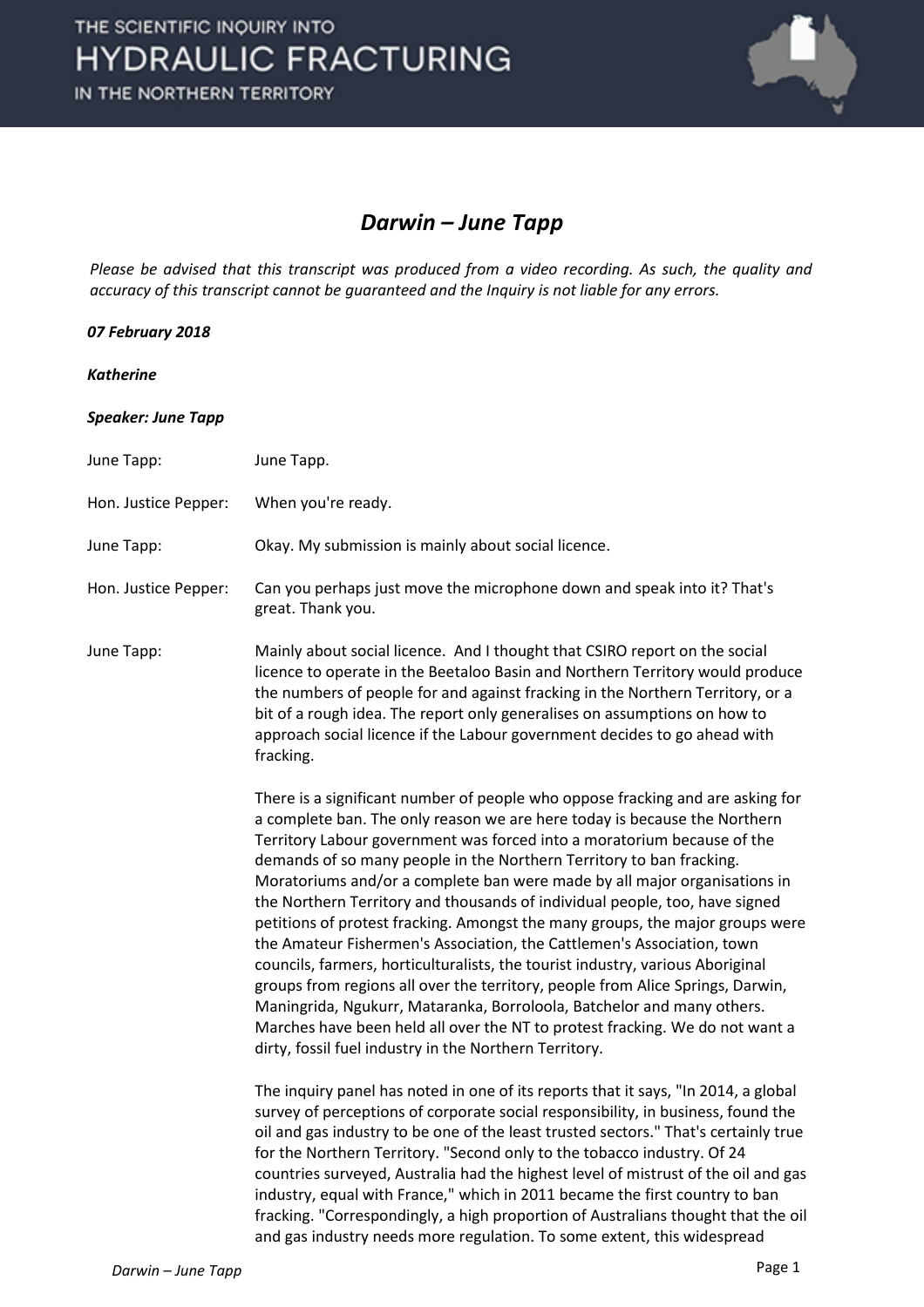# Darwin – June Tapp

*Please be advised that this transcript was produced from a video recording. As such, the quality and accuracy of this transcript cannot be guaranteed and the Inquiry is not liable for any errors.*

***07 February 2018***

***Katherine***

***Speaker: June Tapp***

June Tapp: June Tapp.

Hon. Justice Pepper: When you're ready.

June Tapp: Okay. My submission is mainly about social licence.

Hon. Justice Pepper: Can you perhaps just move the microphone down and speak into it? That's great. Thank you.

June Tapp: Mainly about social licence. And I thought that CSIRO report on the social licence to operate in the Beetaloo Basin and Northern Territory would produce the numbers of people for and against fracking in the Northern Territory, or a bit of a rough idea. The report only generalises on assumptions on how to approach social licence if the Labour government decides to go ahead with fracking.

There is a significant number of people who oppose fracking and are asking for a complete ban. The only reason we are here today is because the Northern Territory Labour government was forced into a moratorium because of the demands of so many people in the Northern Territory to ban fracking. Moratoriums and/or a complete ban were made by all major organisations in the Northern Territory and thousands of individual people, too, have signed petitions of protest fracking. Amongst the many groups, the major groups were the Amateur Fishermen's Association, the Cattlemen's Association, town councils, farmers, horticulturalists, the tourist industry, various Aboriginal groups from regions all over the territory, people from Alice Springs, Darwin, Maningrida, Ngukurr, Mataranka, Borroloola, Batchelor and many others. Marches have been held all over the NT to protest fracking. We do not want a dirty, fossil fuel industry in the Northern Territory.

The inquiry panel has noted in one of its reports that it says, "In 2014, a global survey of perceptions of corporate social responsibility, in business, found the oil and gas industry to be one of the least trusted sectors." That's certainly true for the Northern Territory. "Second only to the tobacco industry. Of 24 countries surveyed, Australia had the highest level of mistrust of the oil and gas industry, equal with France," which in 2011 became the first country to ban fracking. "Correspondingly, a high proportion of Australians thought that the oil and gas industry needs more regulation. To some extent, this widespread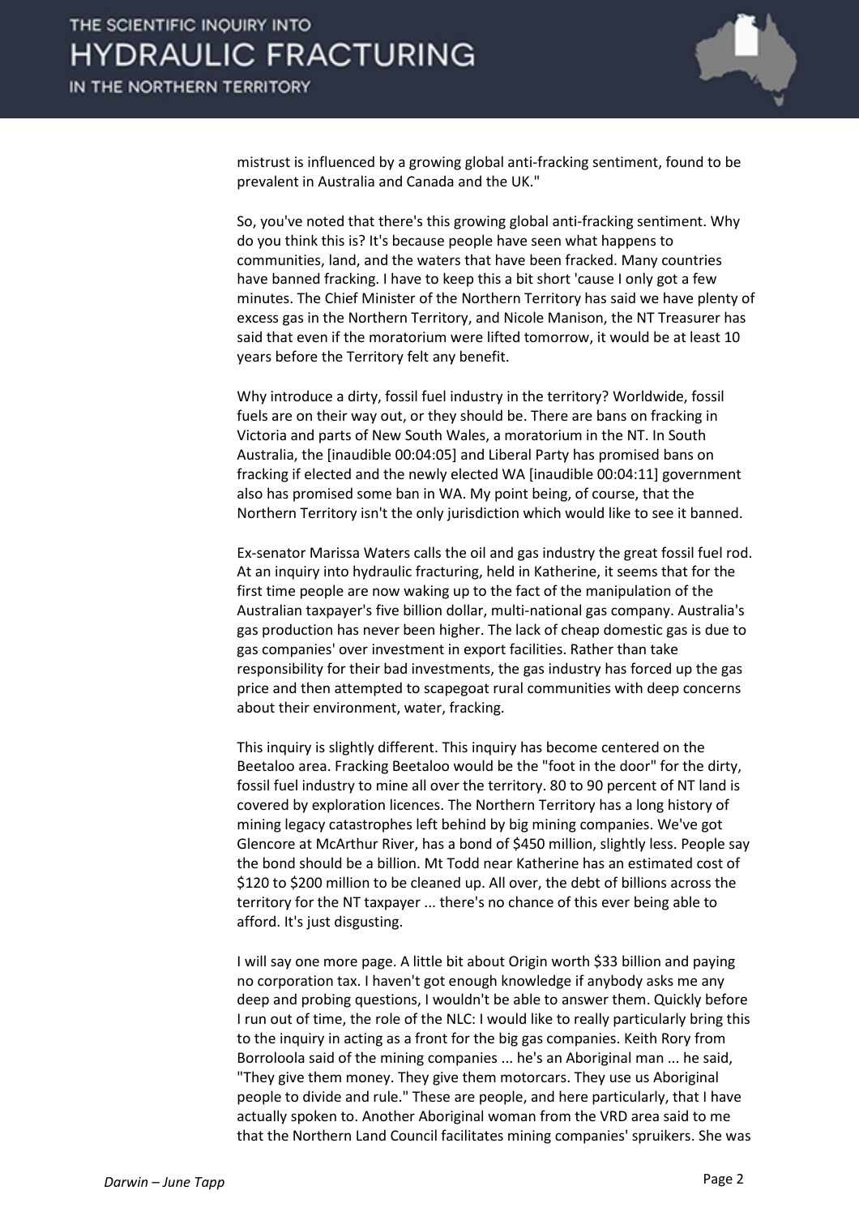mistrust is influenced by a growing global anti-fracking sentiment, found to be prevalent in Australia and Canada and the UK."

So, you've noted that there's this growing global anti-fracking sentiment. Why do you think this is? It's because people have seen what happens to communities, land, and the waters that have been fracked. Many countries have banned fracking. I have to keep this a bit short 'cause I only got a few minutes. The Chief Minister of the Northern Territory has said we have plenty of excess gas in the Northern Territory, and Nicole Manison, the NT Treasurer has said that even if the moratorium were lifted tomorrow, it would be at least 10 years before the Territory felt any benefit.

Why introduce a dirty, fossil fuel industry in the territory? Worldwide, fossil fuels are on their way out, or they should be. There are bans on fracking in Victoria and parts of New South Wales, a moratorium in the NT. In South Australia, the [inaudible 00:04:05] and Liberal Party has promised bans on fracking if elected and the newly elected WA [inaudible 00:04:11] government also has promised some ban in WA. My point being, of course, that the Northern Territory isn't the only jurisdiction which would like to see it banned.

Ex-senator Marissa Waters calls the oil and gas industry the great fossil fuel rod. At an inquiry into hydraulic fracturing, held in Katherine, it seems that for the first time people are now waking up to the fact of the manipulation of the Australian taxpayer's five billion dollar, multi-national gas company. Australia's gas production has never been higher. The lack of cheap domestic gas is due to gas companies' over investment in export facilities. Rather than take responsibility for their bad investments, the gas industry has forced up the gas price and then attempted to scapegoat rural communities with deep concerns about their environment, water, fracking.

This inquiry is slightly different. This inquiry has become centered on the Beetaloo area. Fracking Beetaloo would be the "foot in the door" for the dirty, fossil fuel industry to mine all over the territory. 80 to 90 percent of NT land is covered by exploration licences. The Northern Territory has a long history of mining legacy catastrophes left behind by big mining companies. We've got Glencore at McArthur River, has a bond of $450 million, slightly less. People say the bond should be a billion. Mt Todd near Katherine has an estimated cost of $120 to $200 million to be cleaned up. All over, the debt of billions across the territory for the NT taxpayer ... there's no chance of this ever being able to afford. It's just disgusting.

I will say one more page. A little bit about Origin worth $33 billion and paying no corporation tax. I haven't got enough knowledge if anybody asks me any deep and probing questions, I wouldn't be able to answer them. Quickly before I run out of time, the role of the NLC: I would like to really particularly bring this to the inquiry in acting as a front for the big gas companies. Keith Rory from Borroloola said of the mining companies ... he's an Aboriginal man ... he said, "They give them money. They give them motorcars. They use us Aboriginal people to divide and rule." These are people, and here particularly, that I have actually spoken to. Another Aboriginal woman from the VRD area said to me that the Northern Land Council facilitates mining companies' spruikers. She was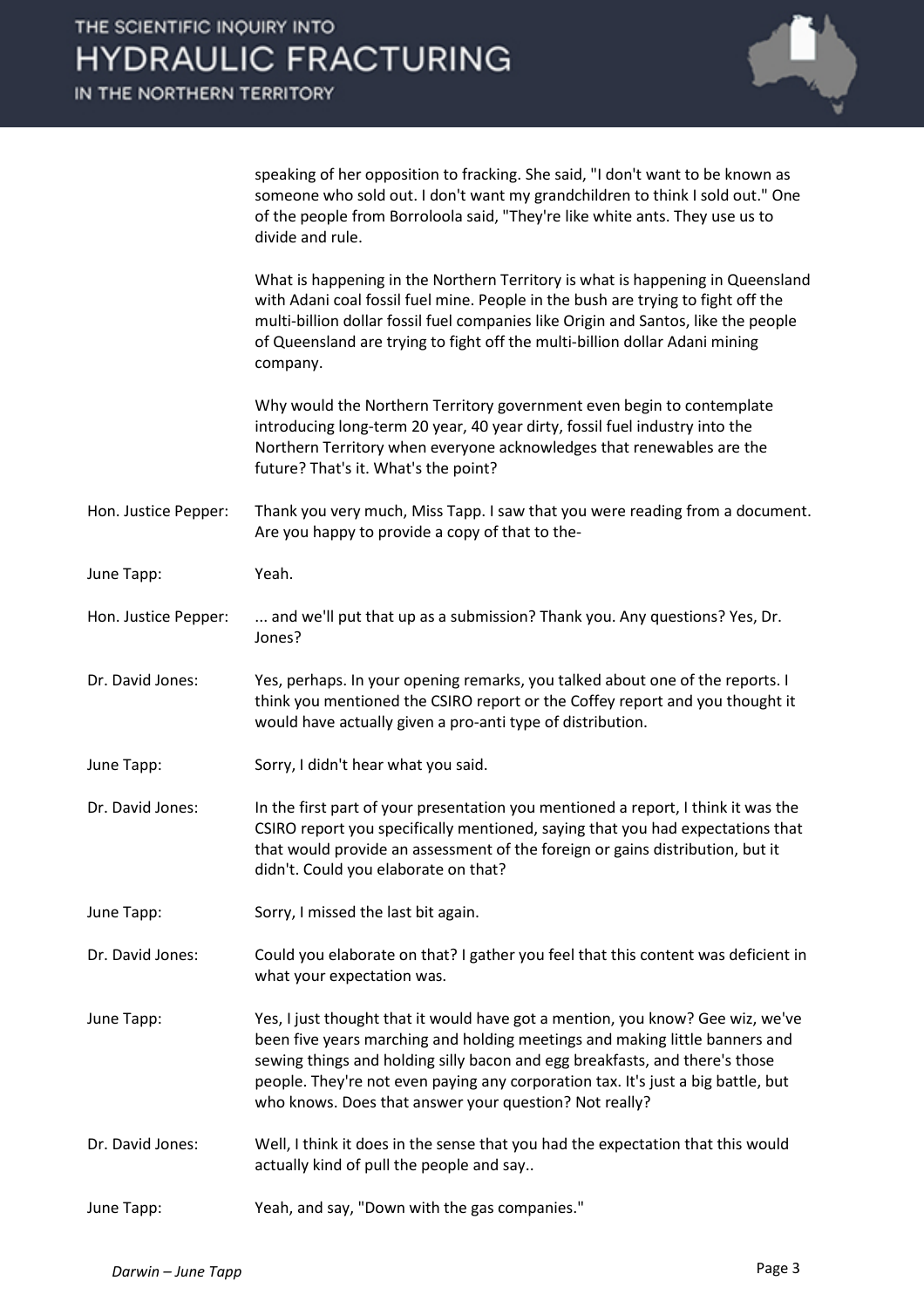speaking of her opposition to fracking. She said, "I don't want to be known as someone who sold out. I don't want my grandchildren to think I sold out." One of the people from Borroloola said, "They're like white ants. They use us to divide and rule.

What is happening in the Northern Territory is what is happening in Queensland with Adani coal fossil fuel mine. People in the bush are trying to fight off the multi-billion dollar fossil fuel companies like Origin and Santos, like the people of Queensland are trying to fight off the multi-billion dollar Adani mining company.

Why would the Northern Territory government even begin to contemplate introducing long-term 20 year, 40 year dirty, fossil fuel industry into the Northern Territory when everyone acknowledges that renewables are the future? That's it. What's the point?

**Hon. Justice Pepper:** Thank you very much, Miss Tapp. I saw that you were reading from a document. Are you happy to provide a copy of that to the-

**June Tapp:** Yeah.

**Hon. Justice Pepper:** ... and we'll put that up as a submission? Thank you. Any questions? Yes, Dr. Jones?

**Dr. David Jones:** Yes, perhaps. In your opening remarks, you talked about one of the reports. I think you mentioned the CSIRO report or the Coffey report and you thought it would have actually given a pro-anti type of distribution.

**June Tapp:** Sorry, I didn't hear what you said.

**Dr. David Jones:** In the first part of your presentation you mentioned a report, I think it was the CSIRO report you specifically mentioned, saying that you had expectations that that would provide an assessment of the foreign or gains distribution, but it didn't. Could you elaborate on that?

**June Tapp:** Sorry, I missed the last bit again.

**Dr. David Jones:** Could you elaborate on that? I gather you feel that this content was deficient in what your expectation was.

**June Tapp:** Yes, I just thought that it would have got a mention, you know? Gee wiz, we've been five years marching and holding meetings and making little banners and sewing things and holding silly bacon and egg breakfasts, and there's those people. They're not even paying any corporation tax. It's just a big battle, but who knows. Does that answer your question? Not really?

**Dr. David Jones:** Well, I think it does in the sense that you had the expectation that this would actually kind of pull the people and say..

**June Tapp:** Yeah, and say, "Down with the gas companies."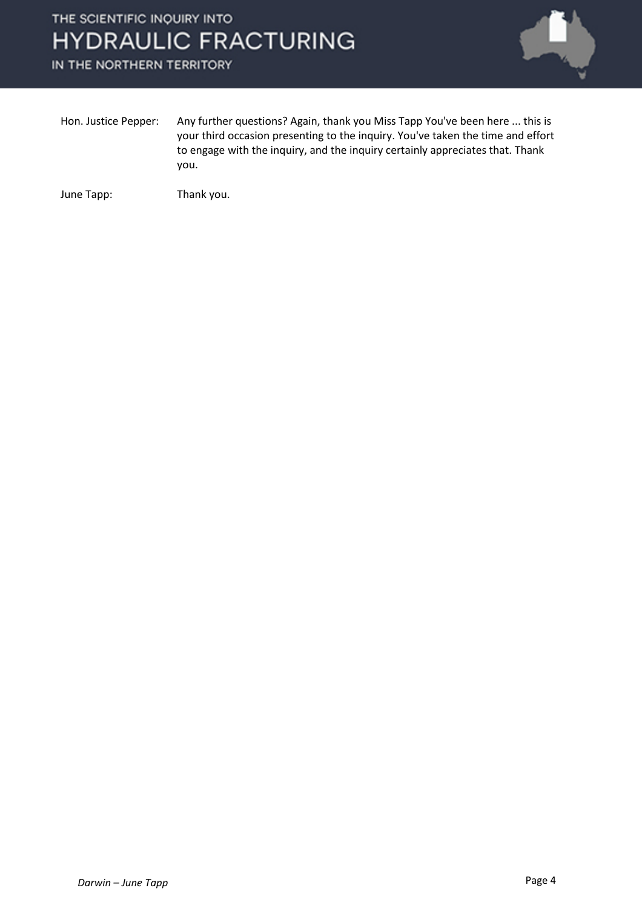Hon. Justice Pepper: Any further questions? Again, thank you Miss Tapp You've been here ... this is your third occasion presenting to the inquiry. You've taken the time and effort to engage with the inquiry, and the inquiry certainly appreciates that. Thank you.

June Tapp: Thank you.